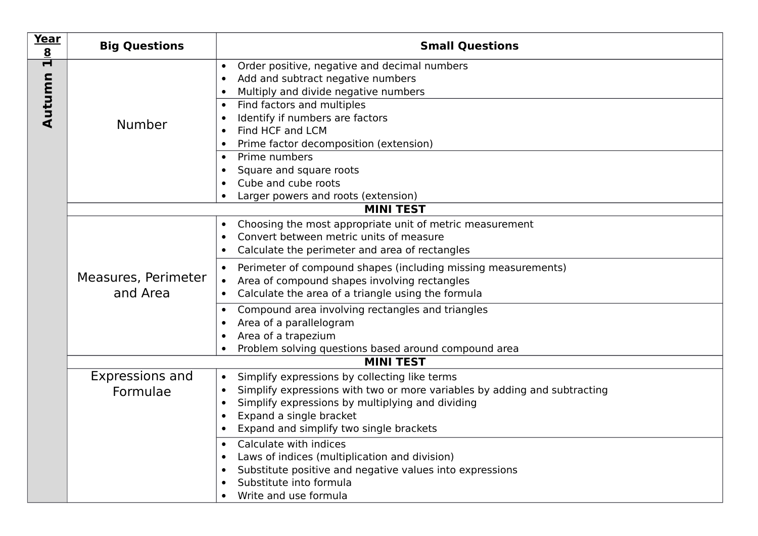| Year 8 | Big Questions | Small Questions |
|---|---|---|
| **Autumn 1** | Number | • Order positive, negative and decimal numbers<br>• Add and subtract negative numbers<br>• Multiply and divide negative numbers |
| | | • Find factors and multiples<br>• Identify if numbers are factors<br>• Find HCF and LCM<br>• Prime factor decomposition (extension) |
| | | • Prime numbers<br>• Square and square roots<br>• Cube and cube roots<br>• Larger powers and roots (extension) |
| | **MINI TEST** | |
| | Measures, Perimeter and Area | • Choosing the most appropriate unit of metric measurement<br>• Convert between metric units of measure<br>• Calculate the perimeter and area of rectangles |
| | | • Perimeter of compound shapes (including missing measurements)<br>• Area of compound shapes involving rectangles<br>• Calculate the area of a triangle using the formula |
| | | • Compound area involving rectangles and triangles<br>• Area of a parallelogram<br>• Area of a trapezium<br>• Problem solving questions based around compound area |
| | **MINI TEST** | |
| | Expressions and Formulae | • Simplify expressions by collecting like terms<br>• Simplify expressions with two or more variables by adding and subtracting<br>• Simplify expressions by multiplying and dividing<br>• Expand a single bracket<br>• Expand and simplify two single brackets |
| | | • Calculate with indices<br>• Laws of indices (multiplication and division)<br>• Substitute positive and negative values into expressions<br>• Substitute into formula<br>• Write and use formula |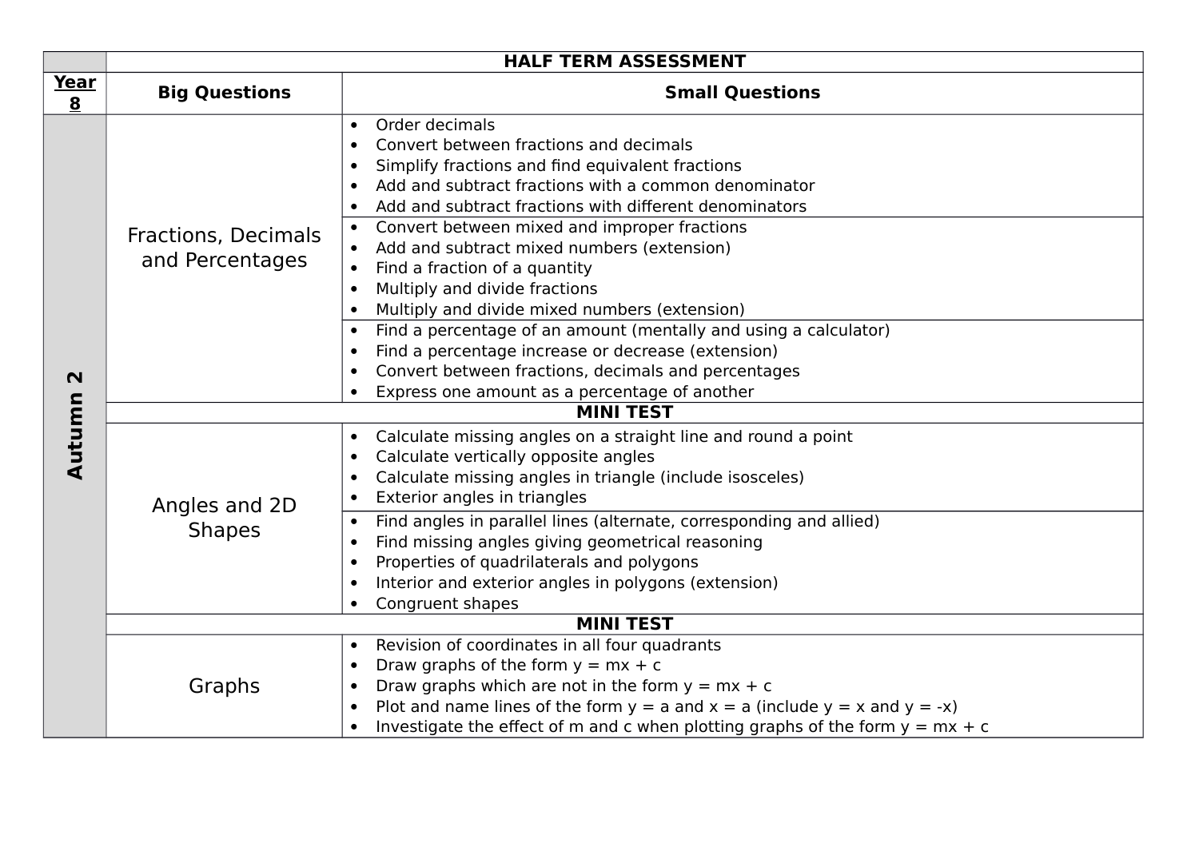| | HALF TERM ASSESSMENT | |
|---|---|---|
| **Year 8** | **Big Questions** | **Small Questions** |
| **Autumn 2** | Fractions, Decimals and Percentages | • Order decimals<br>• Convert between fractions and decimals<br>• Simplify fractions and find equivalent fractions<br>• Add and subtract fractions with a common denominator<br>• Add and subtract fractions with different denominators |
| | | • Convert between mixed and improper fractions<br>• Add and subtract mixed numbers (extension)<br>• Find a fraction of a quantity<br>• Multiply and divide fractions<br>• Multiply and divide mixed numbers (extension) |
| | | • Find a percentage of an amount (mentally and using a calculator)<br>• Find a percentage increase or decrease (extension)<br>• Convert between fractions, decimals and percentages<br>• Express one amount as a percentage of another |
| | **MINI TEST** | |
| | Angles and 2D Shapes | • Calculate missing angles on a straight line and round a point<br>• Calculate vertically opposite angles<br>• Calculate missing angles in triangle (include isosceles)<br>• Exterior angles in triangles |
| | | • Find angles in parallel lines (alternate, corresponding and allied)<br>• Find missing angles giving geometrical reasoning<br>• Properties of quadrilaterals and polygons<br>• Interior and exterior angles in polygons (extension)<br>• Congruent shapes |
| | **MINI TEST** | |
| | Graphs | • Revision of coordinates in all four quadrants<br>• Draw graphs of the form $y = mx + c$<br>• Draw graphs which are not in the form $y = mx + c$<br>• Plot and name lines of the form $y = a$ and $x = a$ (include $y = x$ and $y = -x$)<br>• Investigate the effect of m and c when plotting graphs of the form $y = mx + c$ |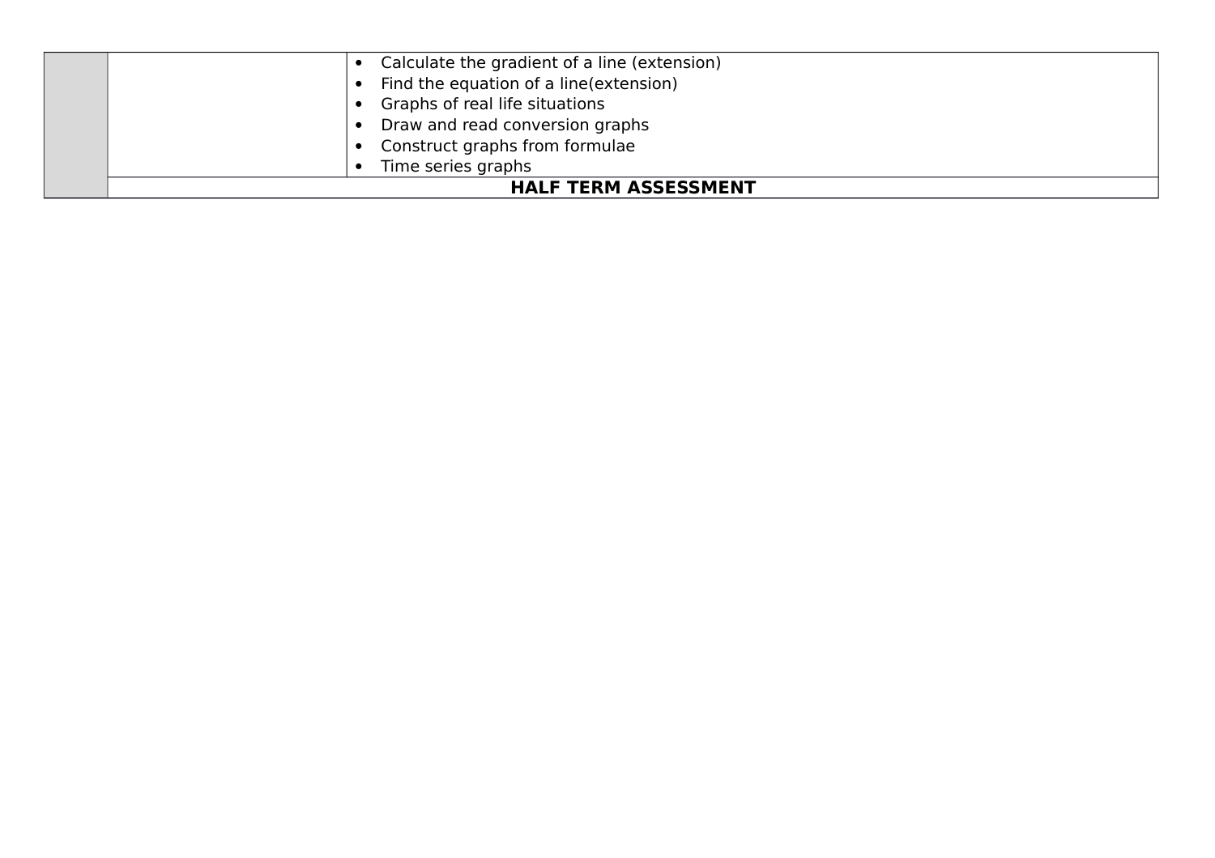| | | |
|---|---|---|
| | | • Calculate the gradient of a line (extension)<br>• Find the equation of a line(extension)<br>• Graphs of real life situations<br>• Draw and read conversion graphs<br>• Construct graphs from formulae<br>• Time series graphs |
| | **HALF TERM ASSESSMENT** | |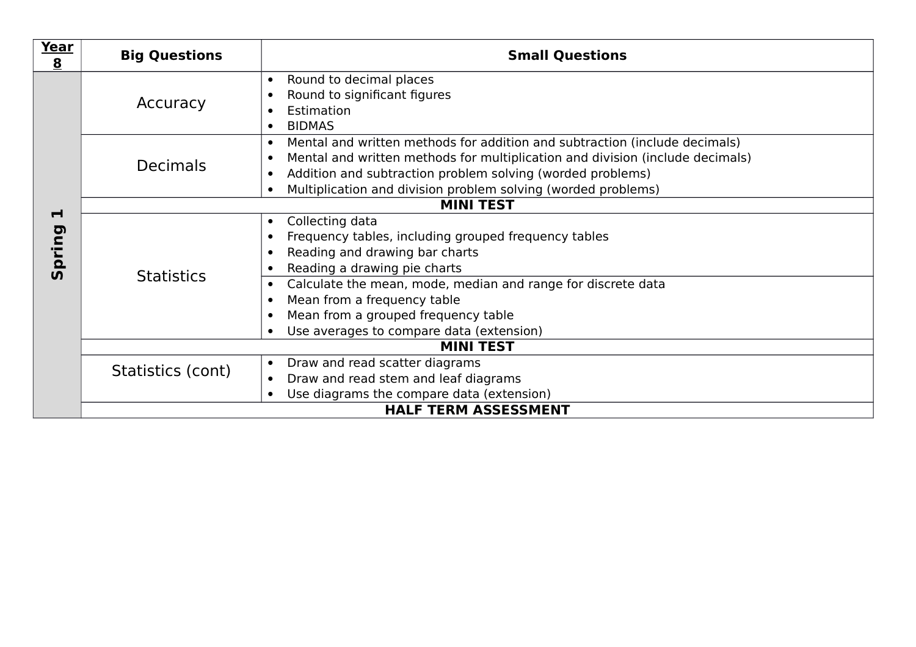| Year 8 | Big Questions | Small Questions |
|---|---|---|
| **Spring 1** | Accuracy | • Round to decimal places<br>• Round to significant figures<br>• Estimation<br>• BIDMAS |
| | Decimals | • Mental and written methods for addition and subtraction (include decimals)<br>• Mental and written methods for multiplication and division (include decimals)<br>• Addition and subtraction problem solving (worded problems)<br>• Multiplication and division problem solving (worded problems) |
| | **MINI TEST** | |
| | Statistics | • Collecting data<br>• Frequency tables, including grouped frequency tables<br>• Reading and drawing bar charts<br>• Reading a drawing pie charts |
| | | • Calculate the mean, mode, median and range for discrete data<br>• Mean from a frequency table<br>• Mean from a grouped frequency table<br>• Use averages to compare data (extension) |
| | **MINI TEST** | |
| | Statistics (cont) | • Draw and read scatter diagrams<br>• Draw and read stem and leaf diagrams<br>• Use diagrams the compare data (extension) |
| | **HALF TERM ASSESSMENT** | |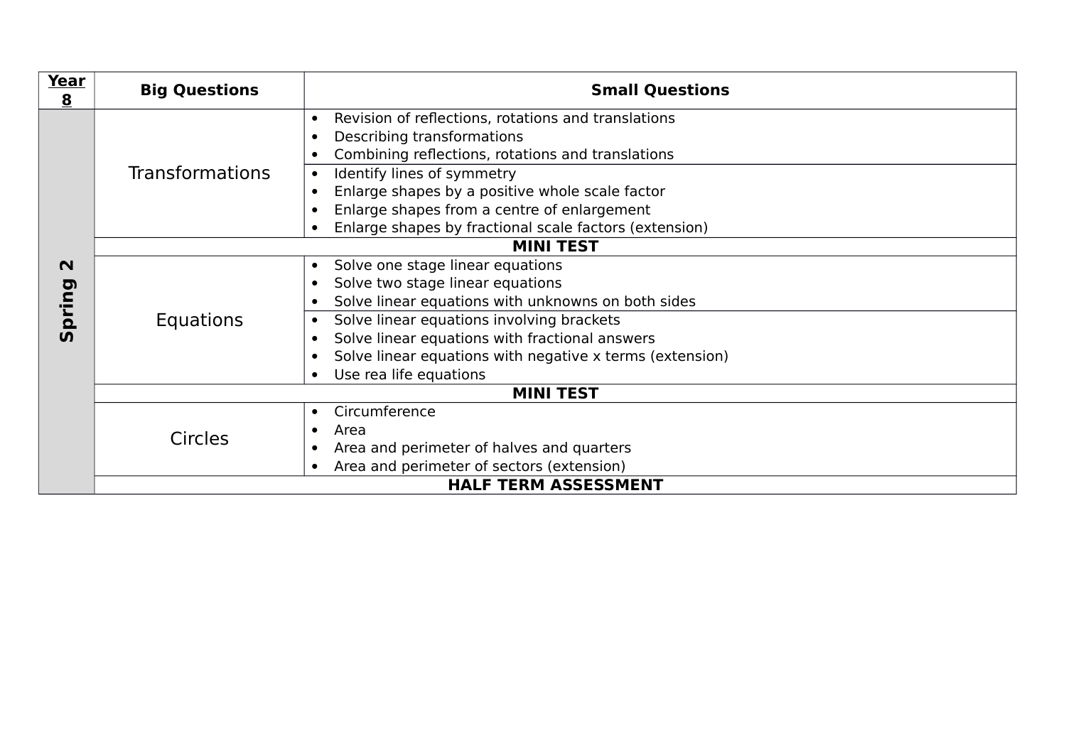| Year 8 | Big Questions | Small Questions |
|---|---|---|
| **Spring 2** | Transformations | • Revision of reflections, rotations and translations<br>• Describing transformations<br>• Combining reflections, rotations and translations |
| | | • Identify lines of symmetry<br>• Enlarge shapes by a positive whole scale factor<br>• Enlarge shapes from a centre of enlargement<br>• Enlarge shapes by fractional scale factors (extension) |
| | **MINI TEST** | |
| | Equations | • Solve one stage linear equations<br>• Solve two stage linear equations<br>• Solve linear equations with unknowns on both sides |
| | | • Solve linear equations involving brackets<br>• Solve linear equations with fractional answers<br>• Solve linear equations with negative x terms (extension)<br>• Use rea life equations |
| | **MINI TEST** | |
| | Circles | • Circumference<br>• Area<br>• Area and perimeter of halves and quarters<br>• Area and perimeter of sectors (extension) |
| | **HALF TERM ASSESSMENT** | |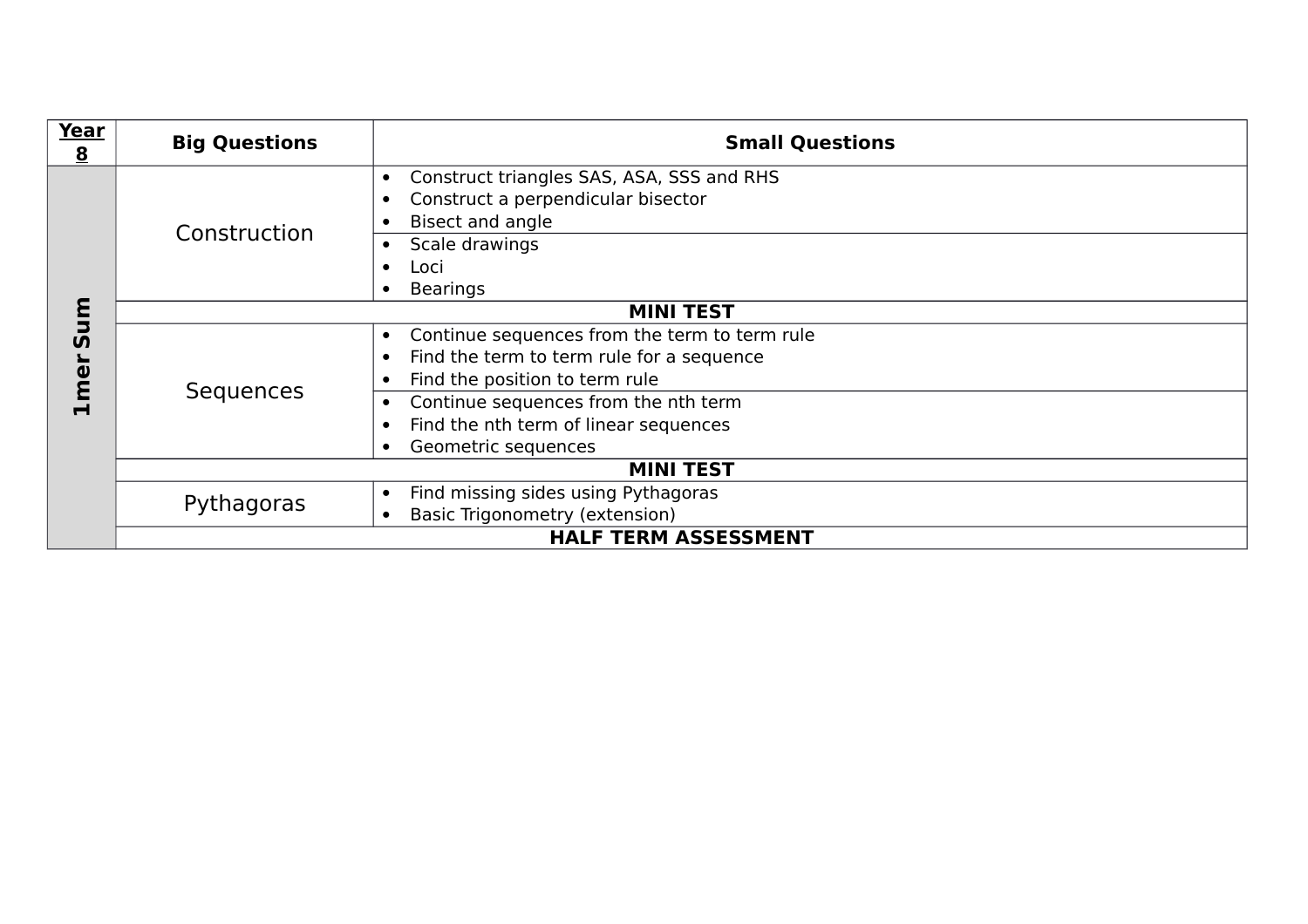| Year 8 | Big Questions | Small Questions |
|---|---|---|
| Sum mer 1 | Construction | • Construct triangles SAS, ASA, SSS and RHS<br>• Construct a perpendicular bisector<br>• Bisect and angle |
| | | • Scale drawings<br>• Loci<br>• Bearings |
| | **MINI TEST** | |
| | Sequences | • Continue sequences from the term to term rule<br>• Find the term to term rule for a sequence<br>• Find the position to term rule |
| | | • Continue sequences from the nth term<br>• Find the nth term of linear sequences<br>• Geometric sequences |
| | **MINI TEST** | |
| | Pythagoras | • Find missing sides using Pythagoras<br>• Basic Trigonometry (extension) |
| | **HALF TERM ASSESSMENT** | |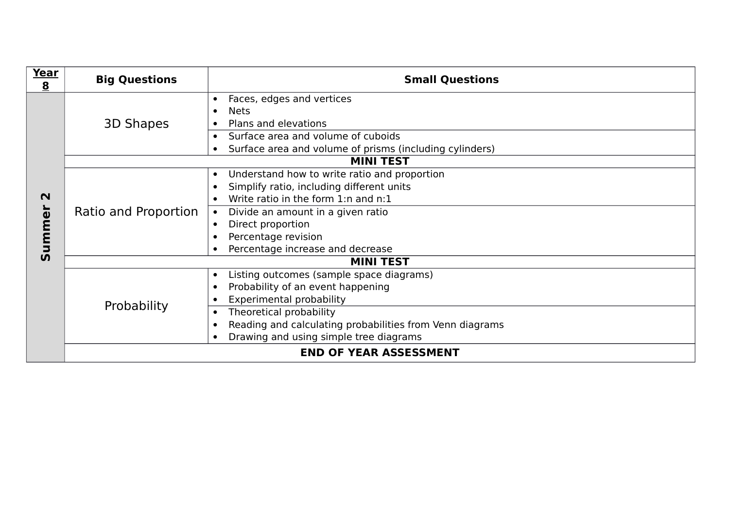| Year 8 | Big Questions | Small Questions |
|---|---|---|
| **Summer 2** | 3D Shapes | • Faces, edges and vertices<br>• Nets<br>• Plans and elevations |
| | | • Surface area and volume of cuboids<br>• Surface area and volume of prisms (including cylinders) |
| | **MINI TEST** | |
| | Ratio and Proportion | • Understand how to write ratio and proportion<br>• Simplify ratio, including different units<br>• Write ratio in the form 1:n and n:1 |
| | | • Divide an amount in a given ratio<br>• Direct proportion<br>• Percentage revision<br>• Percentage increase and decrease |
| | **MINI TEST** | |
| | Probability | • Listing outcomes (sample space diagrams)<br>• Probability of an event happening<br>• Experimental probability |
| | | • Theoretical probability<br>• Reading and calculating probabilities from Venn diagrams<br>• Drawing and using simple tree diagrams |
| | **END OF YEAR ASSESSMENT** | |